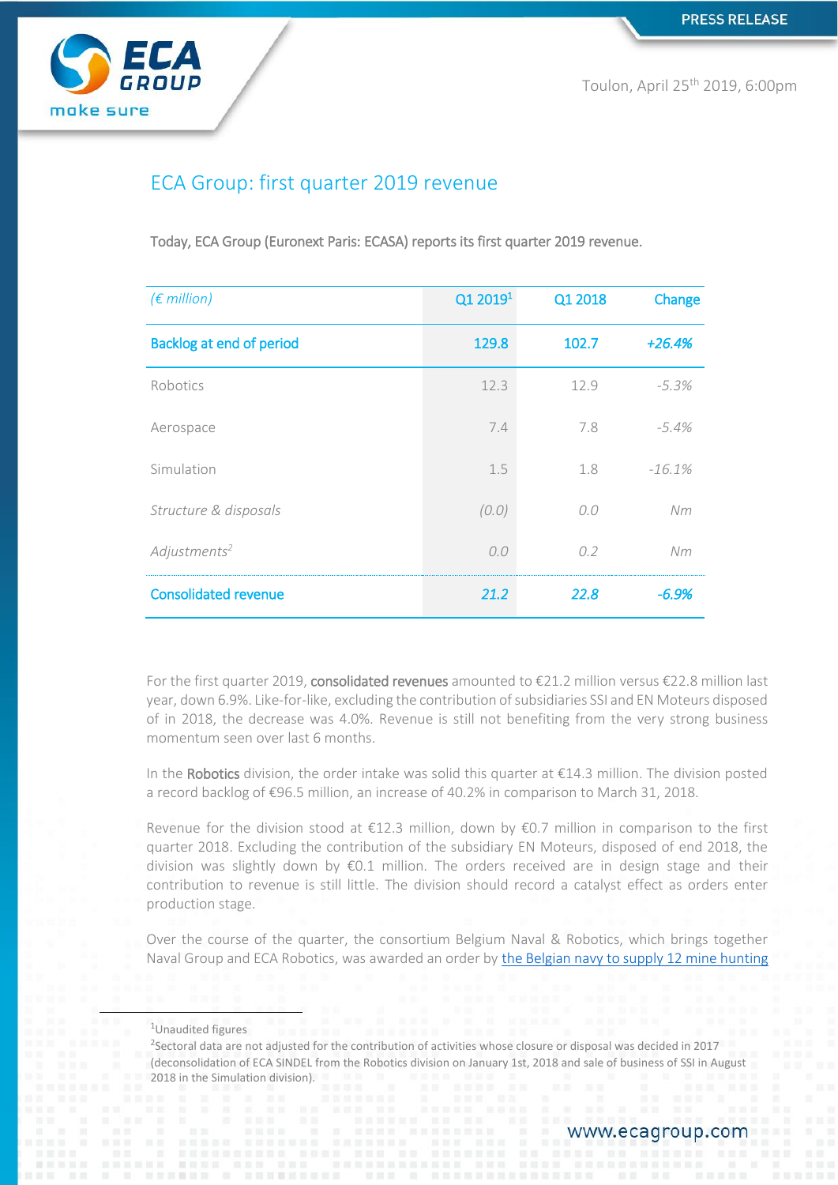PRESS RELEASE

Toulon, April 25th 2019, 6:00pm

# ECA Group: first quarter 2019 revenue

Today, ECA Group (Euronext Paris: ECASA) reports its first quarter 2019 revenue.

| *(€ million)* | Q1 2019[1] | Q1 2018 | Change |
|---|---|---|---|
| **Backlog at end of period** | **129.8** | **102.7** | ***+26.4%*** |
| Robotics | 12.3 | 12.9 | *-5.3%* |
| Aerospace | 7.4 | 7.8 | *-5.4%* |
| Simulation | 1.5 | 1.8 | *-16.1%* |
| *Structure & disposals* | *(0.0)* | *0.0* | *Nm* |
| *Adjustments[2]* | *0.0* | *0.2* | *Nm* |
| **Consolidated revenue** | ***21.2*** | ***22.8*** | ***-6.9%*** |

For the first quarter 2019, **consolidated revenues** amounted to €21.2 million versus €22.8 million last year, down 6.9%. Like-for-like, excluding the contribution of subsidiaries SSI and EN Moteurs disposed of in 2018, the decrease was 4.0%. Revenue is still not benefiting from the very strong business momentum seen over last 6 months.

In the **Robotics** division, the order intake was solid this quarter at €14.3 million. The division posted a record backlog of €96.5 million, an increase of 40.2% in comparison to March 31, 2018.

Revenue for the division stood at €12.3 million, down by €0.7 million in comparison to the first quarter 2018. Excluding the contribution of the subsidiary EN Moteurs, disposed of end 2018, the division was slightly down by €0.1 million. The orders received are in design stage and their contribution to revenue is still little. The division should record a catalyst effect as orders enter production stage.

Over the course of the quarter, the consortium Belgium Naval & Robotics, which brings together Naval Group and ECA Robotics, was awarded an order by the Belgian navy to supply 12 mine hunting

[1]Unaudited figures

[2]Sectoral data are not adjusted for the contribution of activities whose closure or disposal was decided in 2017 (deconsolidation of ECA SINDEL from the Robotics division on January 1st, 2018 and sale of business of SSI in August 2018 in the Simulation division).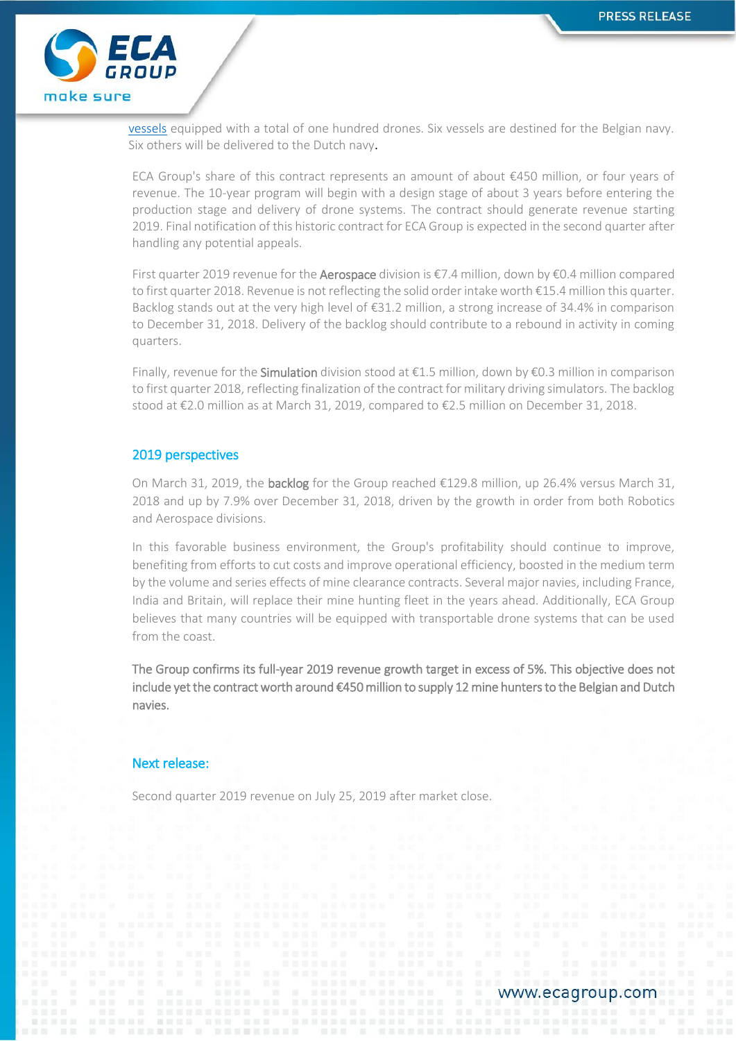vessels equipped with a total of one hundred drones. Six vessels are destined for the Belgian navy. Six others will be delivered to the Dutch navy.

ECA Group's share of this contract represents an amount of about €450 million, or four years of revenue. The 10-year program will begin with a design stage of about 3 years before entering the production stage and delivery of drone systems. The contract should generate revenue starting 2019. Final notification of this historic contract for ECA Group is expected in the second quarter after handling any potential appeals.

First quarter 2019 revenue for the **Aerospace** division is €7.4 million, down by €0.4 million compared to first quarter 2018. Revenue is not reflecting the solid order intake worth €15.4 million this quarter. Backlog stands out at the very high level of €31.2 million, a strong increase of 34.4% in comparison to December 31, 2018. Delivery of the backlog should contribute to a rebound in activity in coming quarters.

Finally, revenue for the **Simulation** division stood at €1.5 million, down by €0.3 million in comparison to first quarter 2018, reflecting finalization of the contract for military driving simulators. The backlog stood at €2.0 million as at March 31, 2019, compared to €2.5 million on December 31, 2018.

## 2019 perspectives

On March 31, 2019, the **backlog** for the Group reached €129.8 million, up 26.4% versus March 31, 2018 and up by 7.9% over December 31, 2018, driven by the growth in order from both Robotics and Aerospace divisions.

In this favorable business environment, the Group's profitability should continue to improve, benefiting from efforts to cut costs and improve operational efficiency, boosted in the medium term by the volume and series effects of mine clearance contracts. Several major navies, including France, India and Britain, will replace their mine hunting fleet in the years ahead. Additionally, ECA Group believes that many countries will be equipped with transportable drone systems that can be used from the coast.

**The Group confirms its full-year 2019 revenue growth target in excess of 5%. This objective does not include yet the contract worth around €450 million to supply 12 mine hunters to the Belgian and Dutch navies.**

## Next release:

Second quarter 2019 revenue on July 25, 2019 after market close.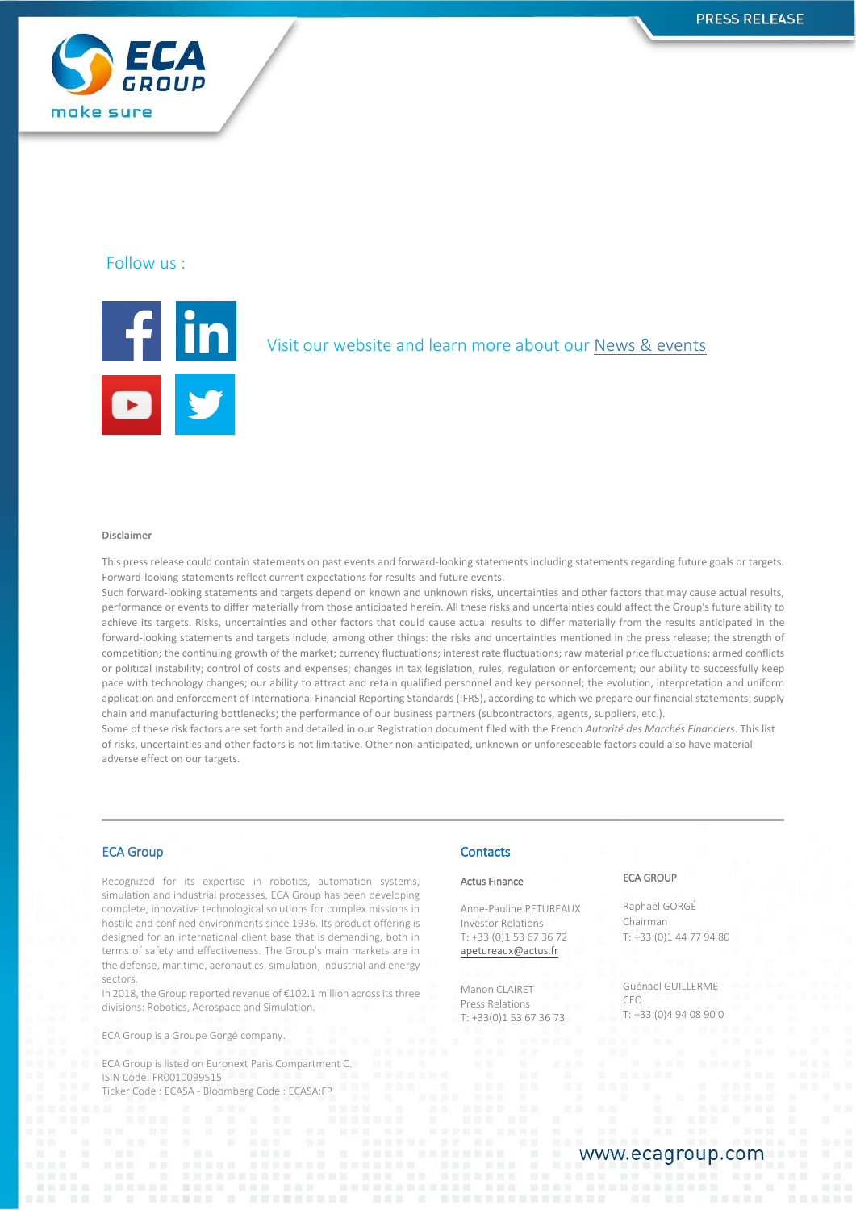PRESS RELEASE

Follow us :

Visit our website and learn more about our News & events

**Disclaimer**

This press release could contain statements on past events and forward-looking statements including statements regarding future goals or targets. Forward-looking statements reflect current expectations for results and future events.

Such forward-looking statements and targets depend on known and unknown risks, uncertainties and other factors that may cause actual results, performance or events to differ materially from those anticipated herein. All these risks and uncertainties could affect the Group's future ability to achieve its targets. Risks, uncertainties and other factors that could cause actual results to differ materially from the results anticipated in the forward-looking statements and targets include, among other things: the risks and uncertainties mentioned in the press release; the strength of competition; the continuing growth of the market; currency fluctuations; interest rate fluctuations; raw material price fluctuations; armed conflicts or political instability; control of costs and expenses; changes in tax legislation, rules, regulation or enforcement; our ability to successfully keep pace with technology changes; our ability to attract and retain qualified personnel and key personnel; the evolution, interpretation and uniform application and enforcement of International Financial Reporting Standards (IFRS), according to which we prepare our financial statements; supply chain and manufacturing bottlenecks; the performance of our business partners (subcontractors, agents, suppliers, etc.).

Some of these risk factors are set forth and detailed in our Registration document filed with the French *Autorité des Marchés Financiers*. This list of risks, uncertainties and other factors is not limitative. Other non-anticipated, unknown or unforeseeable factors could also have material adverse effect on our targets.

## ECA Group

Recognized for its expertise in robotics, automation systems, simulation and industrial processes, ECA Group has been developing complete, innovative technological solutions for complex missions in hostile and confined environments since 1936. Its product offering is designed for an international client base that is demanding, both in terms of safety and effectiveness. The Group's main markets are in the defense, maritime, aeronautics, simulation, industrial and energy sectors.

In 2018, the Group reported revenue of €102.1 million across its three divisions: Robotics, Aerospace and Simulation.

ECA Group is a Groupe Gorgé company.

ECA Group is listed on Euronext Paris Compartment C.
ISIN Code: FR0010099515
Ticker Code : ECASA - Bloomberg Code : ECASA:FP

## Contacts

**Actus Finance**

Anne-Pauline PETUREAUX
Investor Relations
T: +33 (0)1 53 67 36 72
apetureaux@actus.fr

Manon CLAIRET
Press Relations
T: +33(0)1 53 67 36 73

**ECA GROUP**

Raphaël GORGÉ
Chairman
T: +33 (0)1 44 77 94 80

Guénaël GUILLERME
CEO
T: +33 (0)4 94 08 90 0

www.ecagroup.com